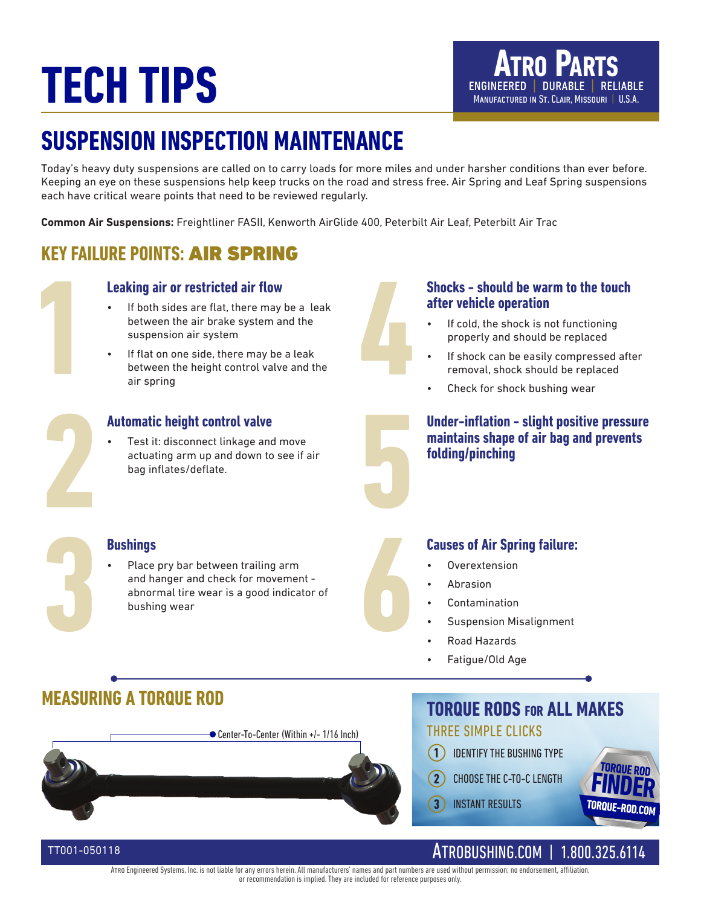# TECH TIPS

**ATRO PARTS**
ENGINEERED | DURABLE | RELIABLE
MANUFACTURED IN ST. CLAIR, MISSOURI | U.S.A.

## SUSPENSION INSPECTION MAINTENANCE

Today's heavy duty suspensions are called on to carry loads for more miles and under harsher conditions than ever before. Keeping an eye on these suspensions help keep trucks on the road and stress free. Air Spring and Leaf Spring suspensions each have critical weare points that need to be reviewed regularly.

**Common Air Suspensions:** Freightliner FASII, Kenworth AirGlide 400, Peterbilt Air Leaf, Peterbilt Air Trac

## KEY FAILURE POINTS: AIR SPRING

### 1 Leaking air or restricted air flow

- If both sides are flat, there may be a leak between the air brake system and the suspension air system
- If flat on one side, there may be a leak between the height control valve and the air spring

### 2 Automatic height control valve

- Test it: disconnect linkage and move actuating arm up and down to see if air bag inflates/deflate.

### 3 Bushings

- Place pry bar between trailing arm and hanger and check for movement - abnormal tire wear is a good indicator of bushing wear

### 4 Shocks - should be warm to the touch after vehicle operation

- If cold, the shock is not functioning properly and should be replaced
- If shock can be easily compressed after removal, shock should be replaced
- Check for shock bushing wear

### 5 Under-inflation - slight positive pressure maintains shape of air bag and prevents folding/pinching

### 6 Causes of Air Spring failure:

- Overextension
- Abrasion
- Contamination
- Suspension Misalignment
- Road Hazards
- Fatigue/Old Age

## MEASURING A TORQUE ROD

Center-To-Center (Within +/- 1/16 Inch)

## TORQUE RODS FOR ALL MAKES

THREE SIMPLE CLICKS

1. IDENTIFY THE BUSHING TYPE
2. CHOOSE THE C-TO-C LENGTH
3. INSTANT RESULTS

TORQUE ROD FINDER
TORQUE-ROD.COM

TT001-050118

ATROBUSHING.COM | 1.800.325.6114

ATRO Engineered Systems, Inc. is not liable for any errors herein. All manufacturers' names and part numbers are used without permission; no endorsement, affiliation, or recommendation is implied. They are included for reference purposes only.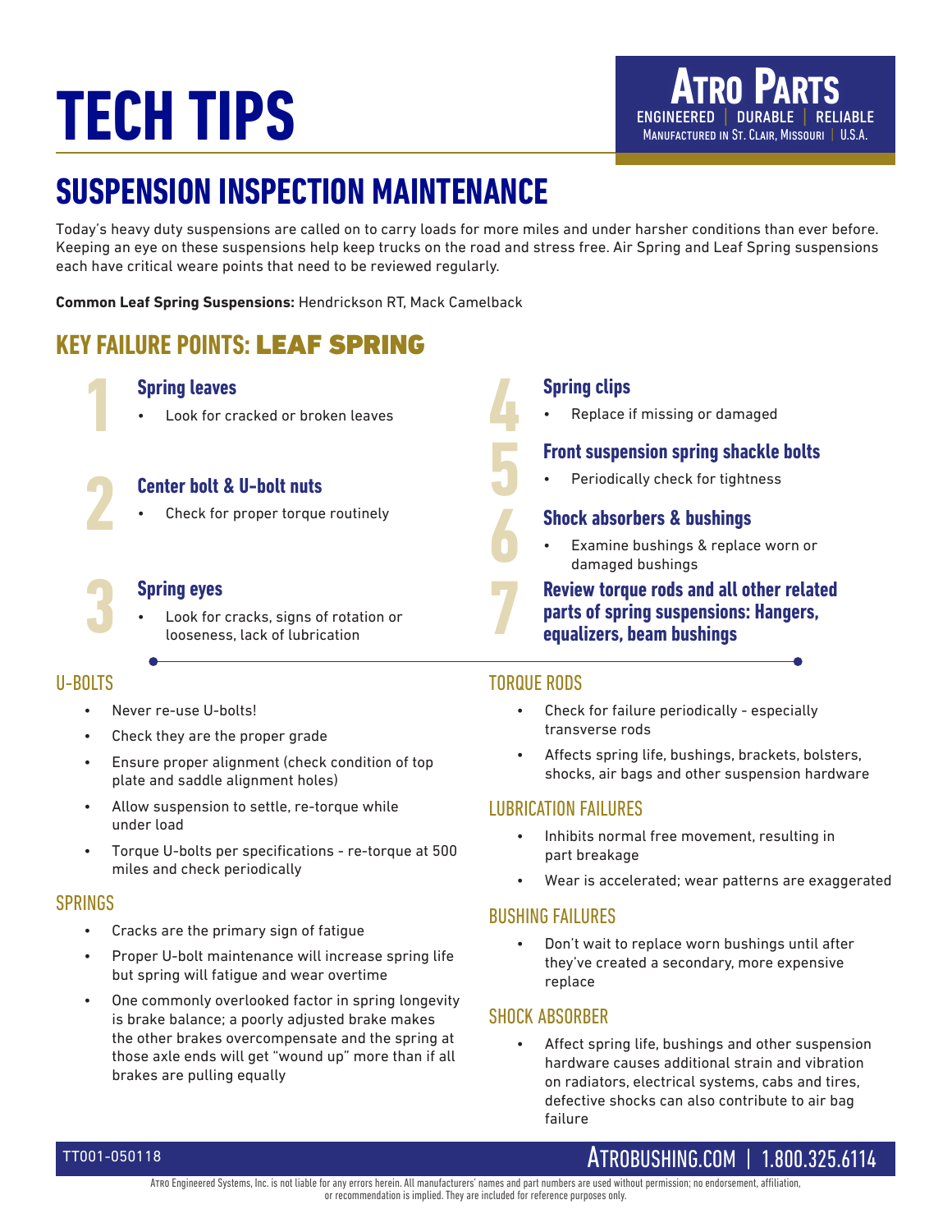# TECH TIPS

**Atro Parts**
ENGINEERED | DURABLE | RELIABLE
Manufactured in St. Clair, Missouri | U.S.A.

## SUSPENSION INSPECTION MAINTENANCE

Today's heavy duty suspensions are called on to carry loads for more miles and under harsher conditions than ever before. Keeping an eye on these suspensions help keep trucks on the road and stress free. Air Spring and Leaf Spring suspensions each have critical weare points that need to be reviewed regularly.

**Common Leaf Spring Suspensions:** Hendrickson RT, Mack Camelback

## KEY FAILURE POINTS: LEAF SPRING

**1 Spring leaves**
- Look for cracked or broken leaves

**2 Center bolt & U-bolt nuts**
- Check for proper torque routinely

**3 Spring eyes**
- Look for cracks, signs of rotation or looseness, lack of lubrication

**4 Spring clips**
- Replace if missing or damaged

**5 Front suspension spring shackle bolts**
- Periodically check for tightness

**6 Shock absorbers & bushings**
- Examine bushings & replace worn or damaged bushings

**7 Review torque rods and all other related parts of spring suspensions: Hangers, equalizers, beam bushings**

### U-BOLTS

- Never re-use U-bolts!
- Check they are the proper grade
- Ensure proper alignment (check condition of top plate and saddle alignment holes)
- Allow suspension to settle, re-torque while under load
- Torque U-bolts per specifications - re-torque at 500 miles and check periodically

### SPRINGS

- Cracks are the primary sign of fatigue
- Proper U-bolt maintenance will increase spring life but spring will fatigue and wear overtime
- One commonly overlooked factor in spring longevity is brake balance; a poorly adjusted brake makes the other brakes overcompensate and the spring at those axle ends will get "wound up" more than if all brakes are pulling equally

### TORQUE RODS

- Check for failure periodically - especially transverse rods
- Affects spring life, bushings, brackets, bolsters, shocks, air bags and other suspension hardware

### LUBRICATION FAILURES

- Inhibits normal free movement, resulting in part breakage
- Wear is accelerated; wear patterns are exaggerated

### BUSHING FAILURES

- Don't wait to replace worn bushings until after they've created a secondary, more expensive replace

### SHOCK ABSORBER

- Affect spring life, bushings and other suspension hardware causes additional strain and vibration on radiators, electrical systems, cabs and tires, defective shocks can also contribute to air bag failure

TT001-050118

ATROBUSHING.COM | 1.800.325.6114

Atro Engineered Systems, Inc. is not liable for any errors herein. All manufacturers' names and part numbers are used without permission; no endorsement, affiliation, or recommendation is implied. They are included for reference purposes only.